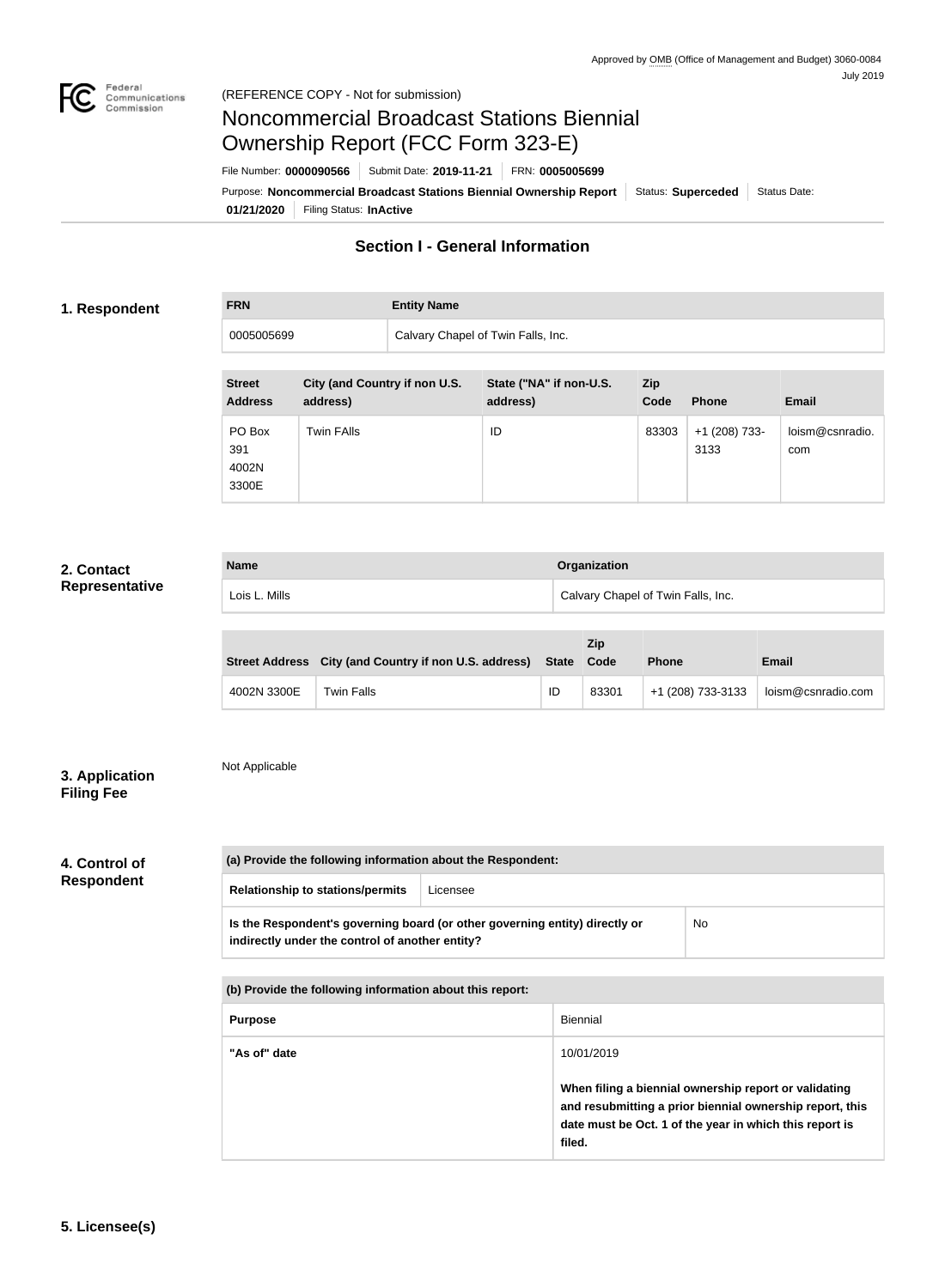Approved by OMB (Office of Management and Budget) 3060-0084
July 2019

(REFERENCE COPY - Not for submission)

# Noncommercial Broadcast Stations Biennial Ownership Report (FCC Form 323-E)

File Number: **0000090566** | Submit Date: **2019-11-21** | FRN: **0005005699**

Purpose: **Noncommercial Broadcast Stations Biennial Ownership Report** | Status: **Superceded** | Status Date: **01/21/2020** | Filing Status: **InActive**

## Section I - General Information

### 1. Respondent

| FRN | Entity Name |
|---|---|
| 0005005699 | Calvary Chapel of Twin Falls, Inc. |

| Street Address | City (and Country if non U.S. address) | State ("NA" if non-U.S. address) | Zip Code | Phone | Email |
|---|---|---|---|---|---|
| PO Box 391 4002N 3300E | Twin FAlls | ID | 83303 | +1 (208) 733-3133 | loism@csnradio.com |

### 2. Contact Representative

| Name | Organization |
|---|---|
| Lois L. Mills | Calvary Chapel of Twin Falls, Inc. |

| Street Address | City (and Country if non U.S. address) | State | Zip Code | Phone | Email |
|---|---|---|---|---|---|
| 4002N 3300E | Twin Falls | ID | 83301 | +1 (208) 733-3133 | loism@csnradio.com |

### 3. Application Filing Fee

Not Applicable

### 4. Control of Respondent

| (a) Provide the following information about the Respondent: | |
|---|---|
| Relationship to stations/permits | Licensee |
| Is the Respondent's governing board (or other governing entity) directly or indirectly under the control of another entity? | No |

| (b) Provide the following information about this report: | |
|---|---|
| Purpose | Biennial |
| "As of" date | 10/01/2019<br><br>**When filing a biennial ownership report or validating and resubmitting a prior biennial ownership report, this date must be Oct. 1 of the year in which this report is filed.** |

### 5. Licensee(s)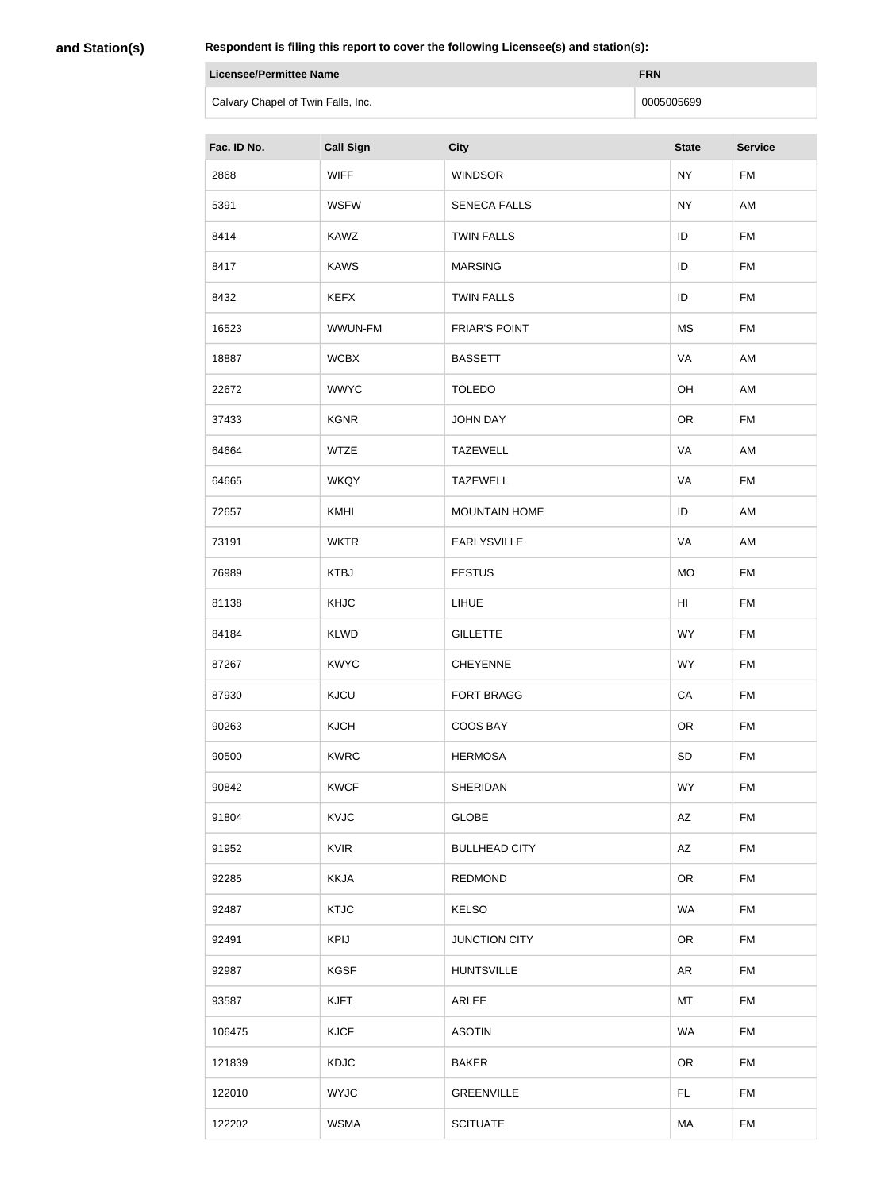**and Station(s)**

**Respondent is filing this report to cover the following Licensee(s) and station(s):**

| Licensee/Permittee Name | FRN |
|---|---|
| Calvary Chapel of Twin Falls, Inc. | 0005005699 |

| Fac. ID No. | Call Sign | City | State | Service |
|---|---|---|---|---|
| 2868 | WIFF | WINDSOR | NY | FM |
| 5391 | WSFW | SENECA FALLS | NY | AM |
| 8414 | KAWZ | TWIN FALLS | ID | FM |
| 8417 | KAWS | MARSING | ID | FM |
| 8432 | KEFX | TWIN FALLS | ID | FM |
| 16523 | WWUN-FM | FRIAR'S POINT | MS | FM |
| 18887 | WCBX | BASSETT | VA | AM |
| 22672 | WWYC | TOLEDO | OH | AM |
| 37433 | KGNR | JOHN DAY | OR | FM |
| 64664 | WTZE | TAZEWELL | VA | AM |
| 64665 | WKQY | TAZEWELL | VA | FM |
| 72657 | KMHI | MOUNTAIN HOME | ID | AM |
| 73191 | WKTR | EARLYSVILLE | VA | AM |
| 76989 | KTBJ | FESTUS | MO | FM |
| 81138 | KHJC | LIHUE | HI | FM |
| 84184 | KLWD | GILLETTE | WY | FM |
| 87267 | KWYC | CHEYENNE | WY | FM |
| 87930 | KJCU | FORT BRAGG | CA | FM |
| 90263 | KJCH | COOS BAY | OR | FM |
| 90500 | KWRC | HERMOSA | SD | FM |
| 90842 | KWCF | SHERIDAN | WY | FM |
| 91804 | KVJC | GLOBE | AZ | FM |
| 91952 | KVIR | BULLHEAD CITY | AZ | FM |
| 92285 | KKJA | REDMOND | OR | FM |
| 92487 | KTJC | KELSO | WA | FM |
| 92491 | KPIJ | JUNCTION CITY | OR | FM |
| 92987 | KGSF | HUNTSVILLE | AR | FM |
| 93587 | KJFT | ARLEE | MT | FM |
| 106475 | KJCF | ASOTIN | WA | FM |
| 121839 | KDJC | BAKER | OR | FM |
| 122010 | WYJC | GREENVILLE | FL | FM |
| 122202 | WSMA | SCITUATE | MA | FM |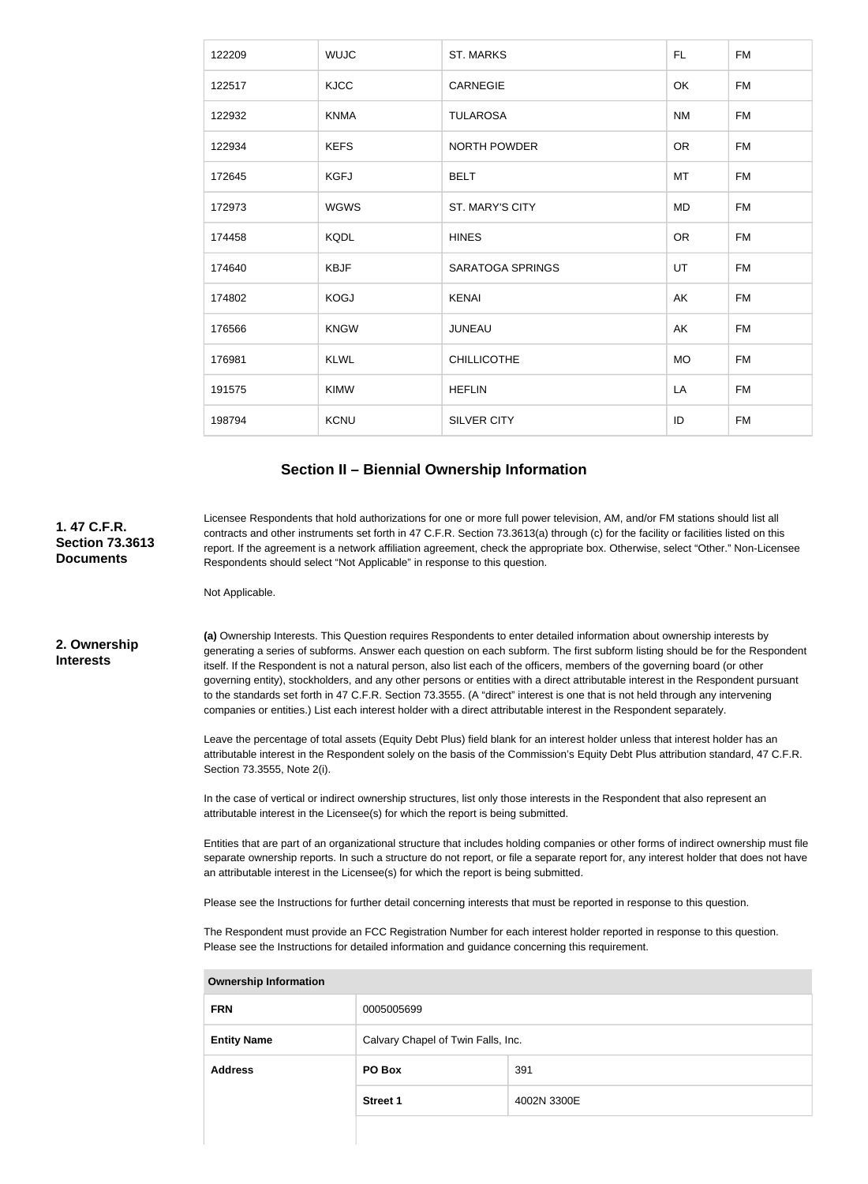| | | | | |
|---|---|---|---|---|
| 122209 | WUJC | ST. MARKS | FL | FM |
| 122517 | KJCC | CARNEGIE | OK | FM |
| 122932 | KNMA | TULAROSA | NM | FM |
| 122934 | KEFS | NORTH POWDER | OR | FM |
| 172645 | KGFJ | BELT | MT | FM |
| 172973 | WGWS | ST. MARY'S CITY | MD | FM |
| 174458 | KQDL | HINES | OR | FM |
| 174640 | KBJF | SARATOGA SPRINGS | UT | FM |
| 174802 | KOGJ | KENAI | AK | FM |
| 176566 | KNGW | JUNEAU | AK | FM |
| 176981 | KLWL | CHILLICOTHE | MO | FM |
| 191575 | KIMW | HEFLIN | LA | FM |
| 198794 | KCNU | SILVER CITY | ID | FM |

## Section II – Biennial Ownership Information

**1. 47 C.F.R. Section 73.3613 Documents**

Licensee Respondents that hold authorizations for one or more full power television, AM, and/or FM stations should list all contracts and other instruments set forth in 47 C.F.R. Section 73.3613(a) through (c) for the facility or facilities listed on this report. If the agreement is a network affiliation agreement, check the appropriate box. Otherwise, select "Other." Non-Licensee Respondents should select "Not Applicable" in response to this question.

Not Applicable.

**2. Ownership Interests**

**(a)** Ownership Interests. This Question requires Respondents to enter detailed information about ownership interests by generating a series of subforms. Answer each question on each subform. The first subform listing should be for the Respondent itself. If the Respondent is not a natural person, also list each of the officers, members of the governing board (or other governing entity), stockholders, and any other persons or entities with a direct attributable interest in the Respondent pursuant to the standards set forth in 47 C.F.R. Section 73.3555. (A "direct" interest is one that is not held through any intervening companies or entities.) List each interest holder with a direct attributable interest in the Respondent separately.

Leave the percentage of total assets (Equity Debt Plus) field blank for an interest holder unless that interest holder has an attributable interest in the Respondent solely on the basis of the Commission's Equity Debt Plus attribution standard, 47 C.F.R. Section 73.3555, Note 2(i).

In the case of vertical or indirect ownership structures, list only those interests in the Respondent that also represent an attributable interest in the Licensee(s) for which the report is being submitted.

Entities that are part of an organizational structure that includes holding companies or other forms of indirect ownership must file separate ownership reports. In such a structure do not report, or file a separate report for, any interest holder that does not have an attributable interest in the Licensee(s) for which the report is being submitted.

Please see the Instructions for further detail concerning interests that must be reported in response to this question.

The Respondent must provide an FCC Registration Number for each interest holder reported in response to this question. Please see the Instructions for detailed information and guidance concerning this requirement.

| Ownership Information | | |
|---|---|---|
| **FRN** | 0005005699 | |
| **Entity Name** | Calvary Chapel of Twin Falls, Inc. | |
| **Address** | **PO Box** | 391 |
| | **Street 1** | 4002N 3300E |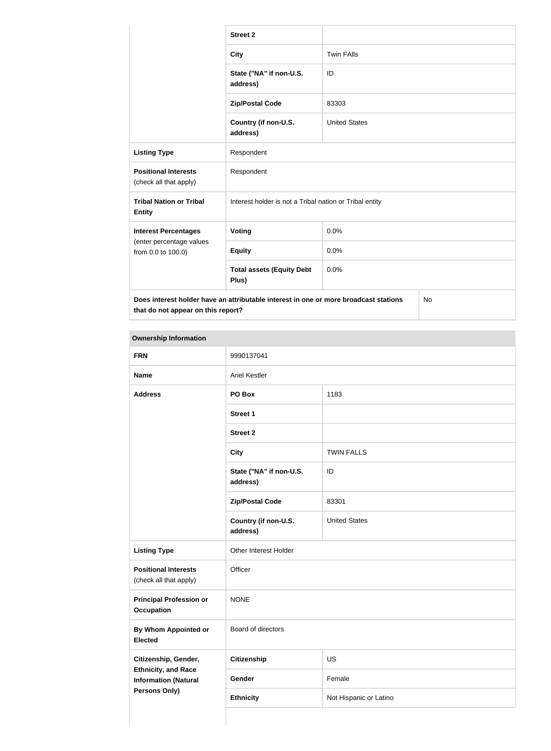| | | |
|---|---|---|
| | **Street 2** | |
| | **City** | Twin FAlls |
| | **State ("NA" if non-U.S. address)** | ID |
| | **Zip/Postal Code** | 83303 |
| | **Country (if non-U.S. address)** | United States |
| **Listing Type** | Respondent | |
| **Positional Interests** (check all that apply) | Respondent | |
| **Tribal Nation or Tribal Entity** | Interest holder is not a Tribal nation or Tribal entity | |
| **Interest Percentages** (enter percentage values from 0.0 to 100.0) | **Voting** | 0.0% |
| | **Equity** | 0.0% |
| | **Total assets (Equity Debt Plus)** | 0.0% |
| **Does interest holder have an attributable interest in one or more broadcast stations that do not appear on this report?** | | No |

**Ownership Information**

| | | |
|---|---|---|
| **FRN** | 9990137041 | |
| **Name** | Ariel Kestler | |
| **Address** | **PO Box** | 1183 |
| | **Street 1** | |
| | **Street 2** | |
| | **City** | TWIN FALLS |
| | **State ("NA" if non-U.S. address)** | ID |
| | **Zip/Postal Code** | 83301 |
| | **Country (if non-U.S. address)** | United States |
| **Listing Type** | Other Interest Holder | |
| **Positional Interests** (check all that apply) | Officer | |
| **Principal Profession or Occupation** | NONE | |
| **By Whom Appointed or Elected** | Board of directors | |
| **Citizenship, Gender, Ethnicity, and Race Information (Natural Persons Only)** | **Citizenship** | US |
| | **Gender** | Female |
| | **Ethnicity** | Not Hispanic or Latino |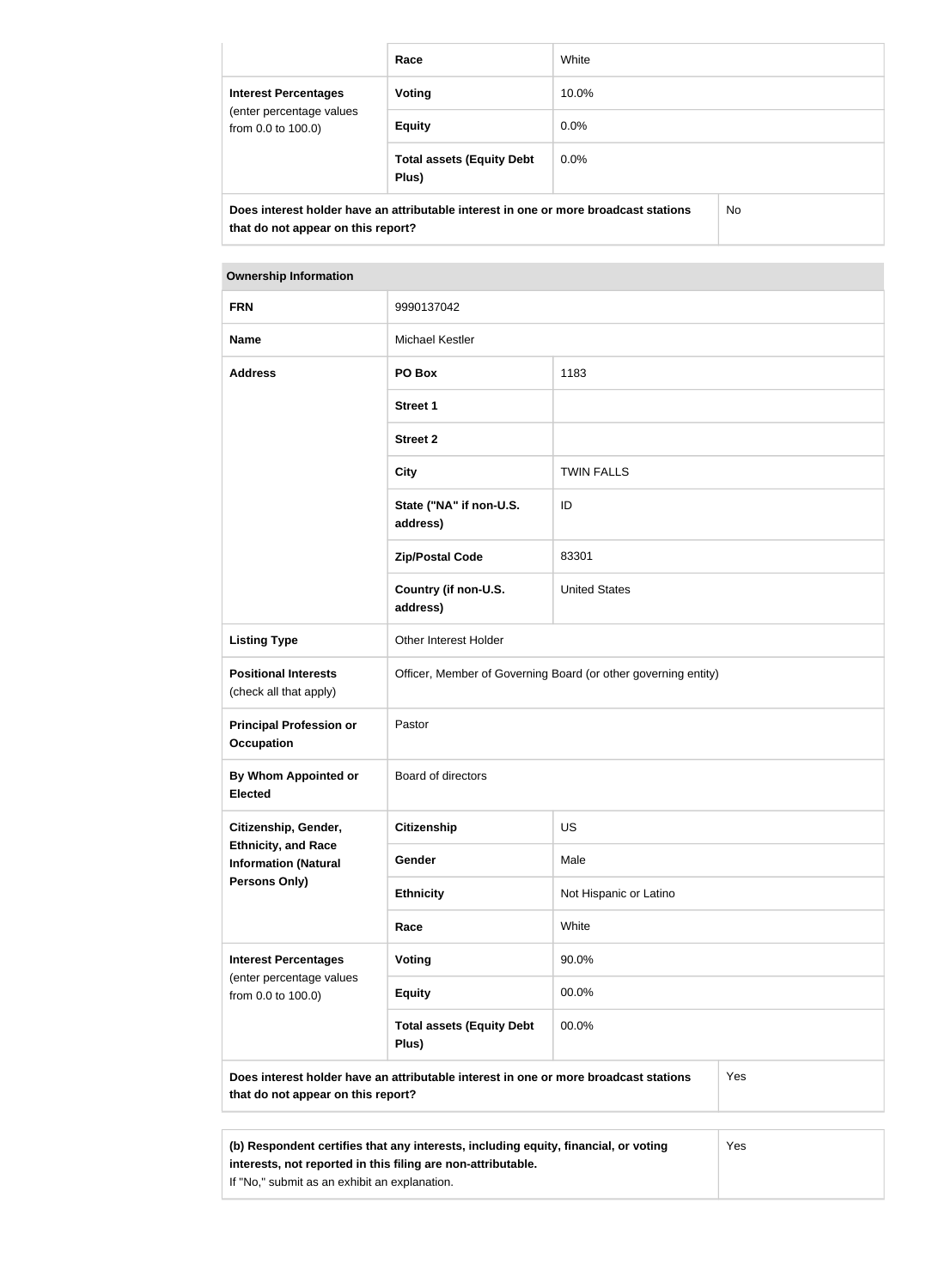| | | |
|---|---|---|
| | **Race** | White |
| **Interest Percentages** (enter percentage values from 0.0 to 100.0) | **Voting** | 10.0% |
| | **Equity** | 0.0% |
| | **Total assets (Equity Debt Plus)** | 0.0% |
| **Does interest holder have an attributable interest in one or more broadcast stations that do not appear on this report?** | | No |

| **Ownership Information** | | |
|---|---|---|
| **FRN** | 9990137042 | |
| **Name** | Michael Kestler | |
| **Address** | **PO Box** | 1183 |
| | **Street 1** | |
| | **Street 2** | |
| | **City** | TWIN FALLS |
| | **State ("NA" if non-U.S. address)** | ID |
| | **Zip/Postal Code** | 83301 |
| | **Country (if non-U.S. address)** | United States |
| **Listing Type** | Other Interest Holder | |
| **Positional Interests** (check all that apply) | Officer, Member of Governing Board (or other governing entity) | |
| **Principal Profession or Occupation** | Pastor | |
| **By Whom Appointed or Elected** | Board of directors | |
| **Citizenship, Gender, Ethnicity, and Race Information (Natural Persons Only)** | **Citizenship** | US |
| | **Gender** | Male |
| | **Ethnicity** | Not Hispanic or Latino |
| | **Race** | White |
| **Interest Percentages** (enter percentage values from 0.0 to 100.0) | **Voting** | 90.0% |
| | **Equity** | 00.0% |
| | **Total assets (Equity Debt Plus)** | 00.0% |
| **Does interest holder have an attributable interest in one or more broadcast stations that do not appear on this report?** | | Yes |

| | |
|---|---|
| **(b) Respondent certifies that any interests, including equity, financial, or voting interests, not reported in this filing are non-attributable.** If "No," submit as an exhibit an explanation. | Yes |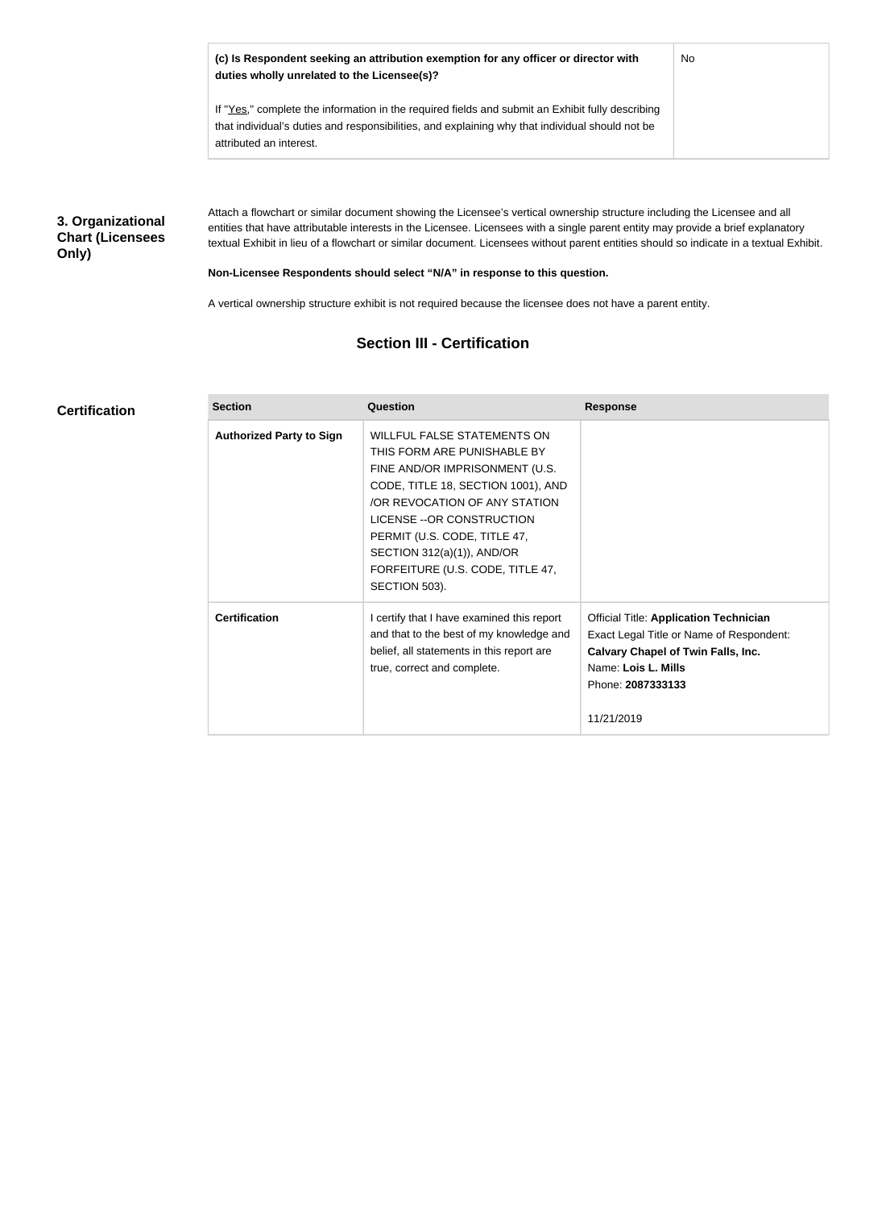| | |
|---|---|
| **(c) Is Respondent seeking an attribution exemption for any officer or director with duties wholly unrelated to the Licensee(s)?**<br><br>If "Yes," complete the information in the required fields and submit an Exhibit fully describing that individual's duties and responsibilities, and explaining why that individual should not be attributed an interest. | No |

## 3. Organizational Chart (Licensees Only)

Attach a flowchart or similar document showing the Licensee's vertical ownership structure including the Licensee and all entities that have attributable interests in the Licensee. Licensees with a single parent entity may provide a brief explanatory textual Exhibit in lieu of a flowchart or similar document. Licensees without parent entities should so indicate in a textual Exhibit.

**Non-Licensee Respondents should select "N/A" in response to this question.**

A vertical ownership structure exhibit is not required because the licensee does not have a parent entity.

## Section III - Certification

### Certification

| Section | Question | Response |
|---|---|---|
| **Authorized Party to Sign** | WILLFUL FALSE STATEMENTS ON THIS FORM ARE PUNISHABLE BY FINE AND/OR IMPRISONMENT (U.S. CODE, TITLE 18, SECTION 1001), AND /OR REVOCATION OF ANY STATION LICENSE --OR CONSTRUCTION PERMIT (U.S. CODE, TITLE 47, SECTION 312(a)(1)), AND/OR FORFEITURE (U.S. CODE, TITLE 47, SECTION 503). | |
| **Certification** | I certify that I have examined this report and that to the best of my knowledge and belief, all statements in this report are true, correct and complete. | Official Title: **Application Technician**<br>Exact Legal Title or Name of Respondent: **Calvary Chapel of Twin Falls, Inc.**<br>Name: **Lois L. Mills**<br>Phone: **2087333133**<br><br>11/21/2019 |